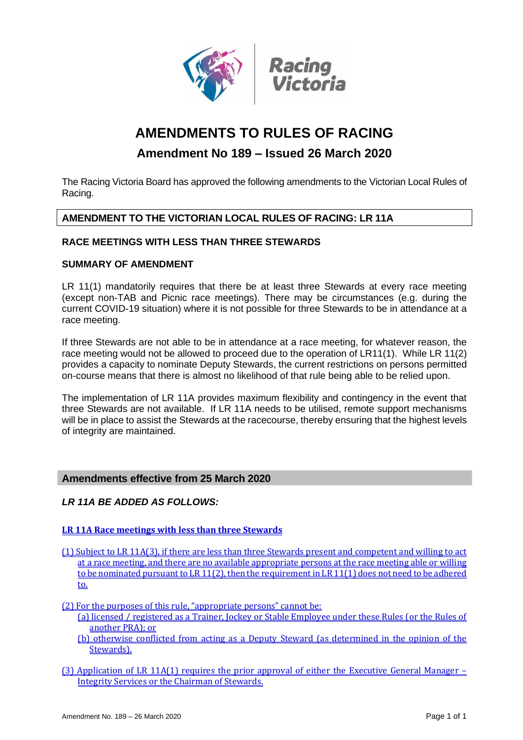# AMENDMENTS TO RULES OF RACING

## Amendment No 189 – Issued 26 March 2020

The Racing Victoria Board has approved the following amendments to the Victorian Local Rules of Racing.

### AMENDMENT TO THE VICTORIAN LOCAL RULES OF RACING: LR 11A

**RACE MEETINGS WITH LESS THAN THREE STEWARDS**

**SUMMARY OF AMENDMENT**

LR 11(1) mandatorily requires that there be at least three Stewards at every race meeting (except non-TAB and Picnic race meetings). There may be circumstances (e.g. during the current COVID-19 situation) where it is not possible for three Stewards to be in attendance at a race meeting.

If three Stewards are not able to be in attendance at a race meeting, for whatever reason, the race meeting would not be allowed to proceed due to the operation of LR11(1). While LR 11(2) provides a capacity to nominate Deputy Stewards, the current restrictions on persons permitted on-course means that there is almost no likelihood of that rule being able to be relied upon.

The implementation of LR 11A provides maximum flexibility and contingency in the event that three Stewards are not available. If LR 11A needs to be utilised, remote support mechanisms will be in place to assist the Stewards at the racecourse, thereby ensuring that the highest levels of integrity are maintained.

### Amendments effective from 25 March 2020

***LR 11A BE ADDED AS FOLLOWS:***

**LR 11A Race meetings with less than three Stewards**

(1) Subject to LR 11A(3), if there are less than three Stewards present and competent and willing to act at a race meeting, and there are no available appropriate persons at the race meeting able or willing to be nominated pursuant to LR 11(2), then the requirement in LR 11(1) does not need to be adhered to.

(2) For the purposes of this rule, "appropriate persons" cannot be:

- (a) licensed / registered as a Trainer, Jockey or Stable Employee under these Rules (or the Rules of another PRA); or
- (b) otherwise conflicted from acting as a Deputy Steward (as determined in the opinion of the Stewards).

(3) Application of LR 11A(1) requires the prior approval of either the Executive General Manager – Integrity Services or the Chairman of Stewards.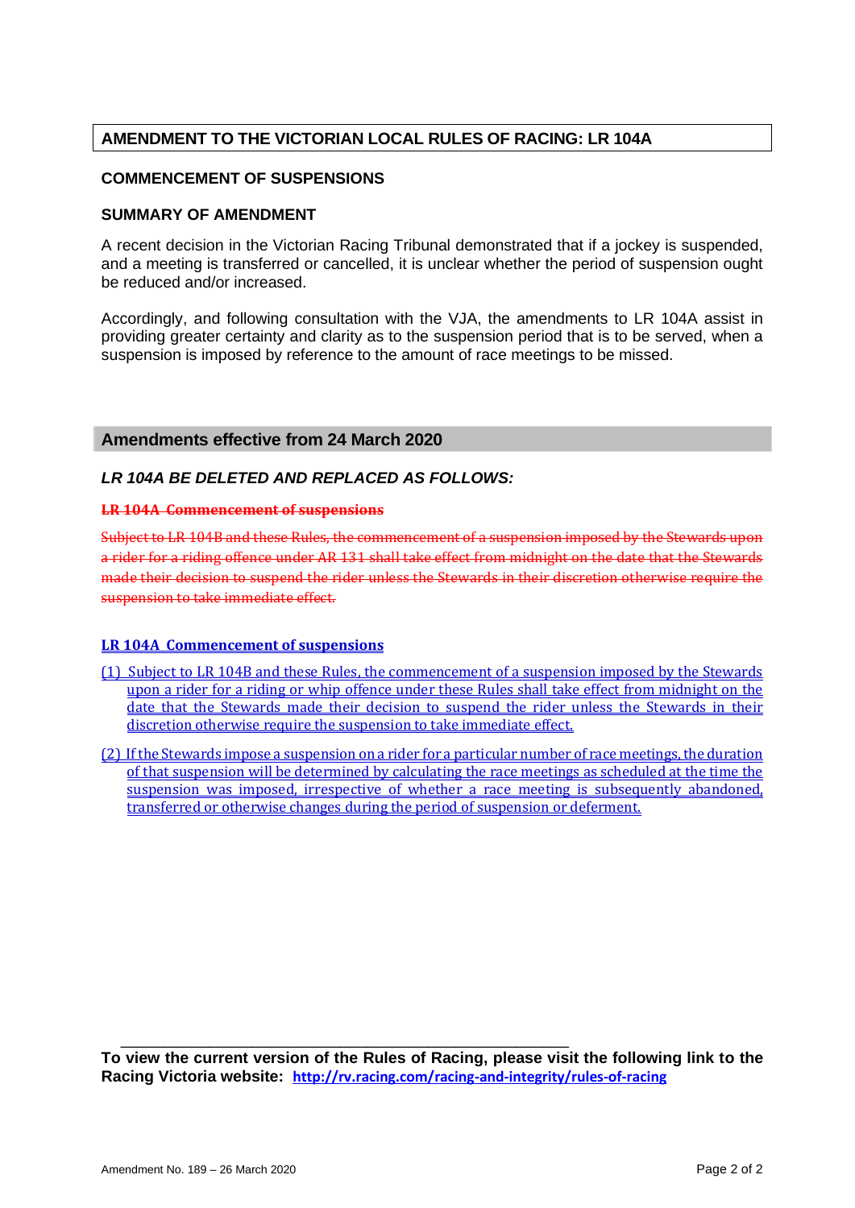## AMENDMENT TO THE VICTORIAN LOCAL RULES OF RACING: LR 104A

### COMMENCEMENT OF SUSPENSIONS

### SUMMARY OF AMENDMENT

A recent decision in the Victorian Racing Tribunal demonstrated that if a jockey is suspended, and a meeting is transferred or cancelled, it is unclear whether the period of suspension ought be reduced and/or increased.

Accordingly, and following consultation with the VJA, the amendments to LR 104A assist in providing greater certainty and clarity as to the suspension period that is to be served, when a suspension is imposed by reference to the amount of race meetings to be missed.

### Amendments effective from 24 March 2020

***LR 104A BE DELETED AND REPLACED AS FOLLOWS:***

~~**LR 104A Commencement of suspensions**~~

~~Subject to LR 104B and these Rules, the commencement of a suspension imposed by the Stewards upon a rider for a riding offence under AR 131 shall take effect from midnight on the date that the Stewards made their decision to suspend the rider unless the Stewards in their discretion otherwise require the suspension to take immediate effect.~~

<u>**LR 104A Commencement of suspensions**</u>

<u>(1) Subject to LR 104B and these Rules, the commencement of a suspension imposed by the Stewards upon a rider for a riding or whip offence under these Rules shall take effect from midnight on the date that the Stewards made their decision to suspend the rider unless the Stewards in their discretion otherwise require the suspension to take immediate effect.</u>

<u>(2) If the Stewards impose a suspension on a rider for a particular number of race meetings, the duration of that suspension will be determined by calculating the race meetings as scheduled at the time the suspension was imposed, irrespective of whether a race meeting is subsequently abandoned, transferred or otherwise changes during the period of suspension or deferment.</u>

---

**To view the current version of the Rules of Racing, please visit the following link to the Racing Victoria website: http://rv.racing.com/racing-and-integrity/rules-of-racing**

Amendment No. 189 – 26 March 2020